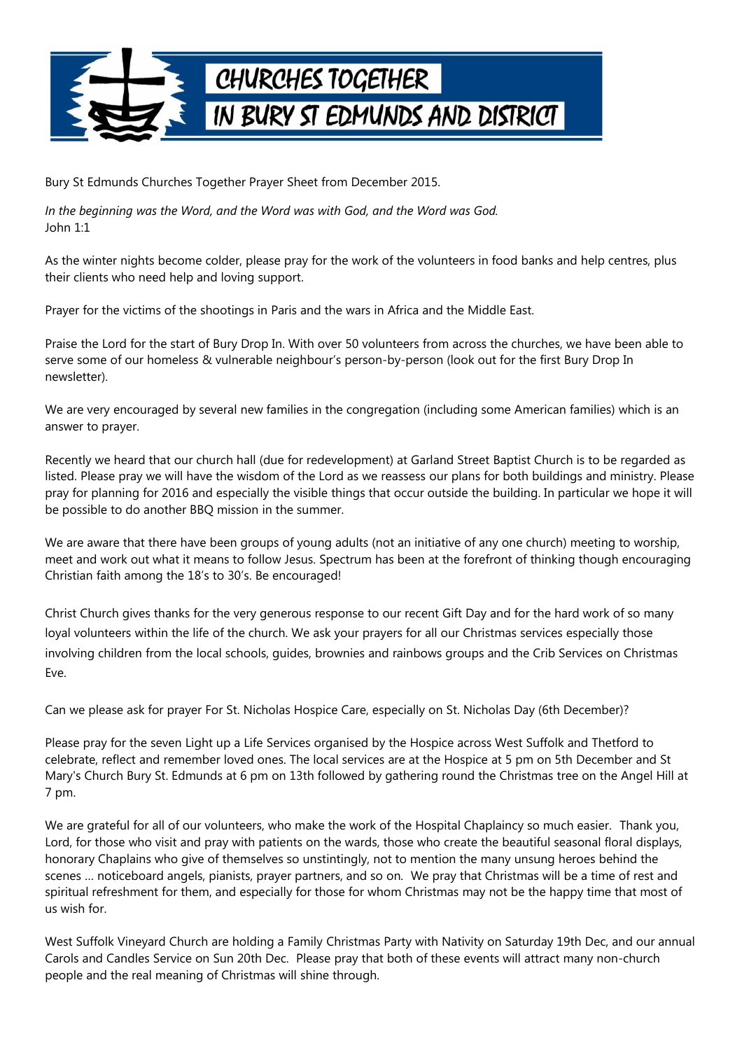# CHURCHES TOGETHER IN BURY ST EDMUNDS AND DISTRICT

Bury St Edmunds Churches Together Prayer Sheet from December 2015.

*In the beginning was the Word, and the Word was with God, and the Word was God.*
John 1:1

As the winter nights become colder, please pray for the work of the volunteers in food banks and help centres, plus their clients who need help and loving support.

Prayer for the victims of the shootings in Paris and the wars in Africa and the Middle East.

Praise the Lord for the start of Bury Drop In. With over 50 volunteers from across the churches, we have been able to serve some of our homeless & vulnerable neighbour's person-by-person (look out for the first Bury Drop In newsletter).

We are very encouraged by several new families in the congregation (including some American families) which is an answer to prayer.

Recently we heard that our church hall (due for redevelopment) at Garland Street Baptist Church is to be regarded as listed. Please pray we will have the wisdom of the Lord as we reassess our plans for both buildings and ministry. Please pray for planning for 2016 and especially the visible things that occur outside the building. In particular we hope it will be possible to do another BBQ mission in the summer.

We are aware that there have been groups of young adults (not an initiative of any one church) meeting to worship, meet and work out what it means to follow Jesus. Spectrum has been at the forefront of thinking though encouraging Christian faith among the 18's to 30's. Be encouraged!

Christ Church gives thanks for the very generous response to our recent Gift Day and for the hard work of so many loyal volunteers within the life of the church. We ask your prayers for all our Christmas services especially those involving children from the local schools, guides, brownies and rainbows groups and the Crib Services on Christmas Eve.

Can we please ask for prayer For St. Nicholas Hospice Care, especially on St. Nicholas Day (6th December)?

Please pray for the seven Light up a Life Services organised by the Hospice across West Suffolk and Thetford to celebrate, reflect and remember loved ones. The local services are at the Hospice at 5 pm on 5th December and St Mary's Church Bury St. Edmunds at 6 pm on 13th followed by gathering round the Christmas tree on the Angel Hill at 7 pm.

We are grateful for all of our volunteers, who make the work of the Hospital Chaplaincy so much easier. Thank you, Lord, for those who visit and pray with patients on the wards, those who create the beautiful seasonal floral displays, honorary Chaplains who give of themselves so unstintingly, not to mention the many unsung heroes behind the scenes … noticeboard angels, pianists, prayer partners, and so on. We pray that Christmas will be a time of rest and spiritual refreshment for them, and especially for those for whom Christmas may not be the happy time that most of us wish for.

West Suffolk Vineyard Church are holding a Family Christmas Party with Nativity on Saturday 19th Dec, and our annual Carols and Candles Service on Sun 20th Dec. Please pray that both of these events will attract many non-church people and the real meaning of Christmas will shine through.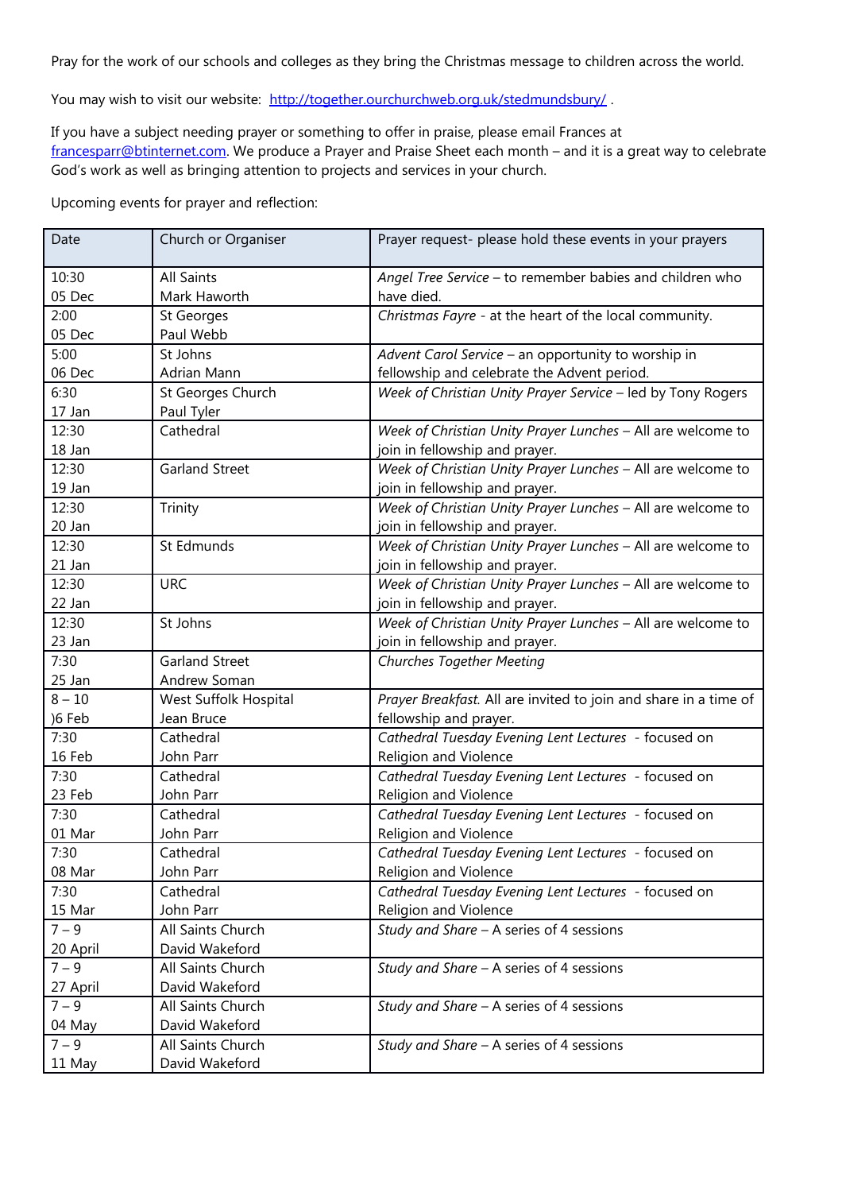Pray for the work of our schools and colleges as they bring the Christmas message to children across the world.

You may wish to visit our website: http://together.ourchurchweb.org.uk/stedmundsbury/ .

If you have a subject needing prayer or something to offer in praise, please email Frances at francesparr@btinternet.com. We produce a Prayer and Praise Sheet each month – and it is a great way to celebrate God's work as well as bringing attention to projects and services in your church.

Upcoming events for prayer and reflection:

| Date | Church or Organiser | Prayer request- please hold these events in your prayers |
|---|---|---|
| 10:30<br>05 Dec | All Saints<br>Mark Haworth | *Angel Tree Service* – to remember babies and children who have died. |
| 2:00<br>05 Dec | St Georges<br>Paul Webb | *Christmas Fayre* - at the heart of the local community. |
| 5:00<br>06 Dec | St Johns<br>Adrian Mann | *Advent Carol Service* – an opportunity to worship in fellowship and celebrate the Advent period. |
| 6:30<br>17 Jan | St Georges Church<br>Paul Tyler | *Week of Christian Unity Prayer Service* – led by Tony Rogers |
| 12:30<br>18 Jan | Cathedral | *Week of Christian Unity Prayer Lunches* – All are welcome to join in fellowship and prayer. |
| 12:30<br>19 Jan | Garland Street | *Week of Christian Unity Prayer Lunches* – All are welcome to join in fellowship and prayer. |
| 12:30<br>20 Jan | Trinity | *Week of Christian Unity Prayer Lunches* – All are welcome to join in fellowship and prayer. |
| 12:30<br>21 Jan | St Edmunds | *Week of Christian Unity Prayer Lunches* – All are welcome to join in fellowship and prayer. |
| 12:30<br>22 Jan | URC | *Week of Christian Unity Prayer Lunches* – All are welcome to join in fellowship and prayer. |
| 12:30<br>23 Jan | St Johns | *Week of Christian Unity Prayer Lunches* – All are welcome to join in fellowship and prayer. |
| 7:30<br>25 Jan | Garland Street<br>Andrew Soman | *Churches Together Meeting* |
| 8 – 10<br>)6 Feb | West Suffolk Hospital<br>Jean Bruce | *Prayer Breakfast.* All are invited to join and share in a time of fellowship and prayer. |
| 7:30<br>16 Feb | Cathedral<br>John Parr | *Cathedral Tuesday Evening Lent Lectures* - focused on Religion and Violence |
| 7:30<br>23 Feb | Cathedral<br>John Parr | *Cathedral Tuesday Evening Lent Lectures* - focused on Religion and Violence |
| 7:30<br>01 Mar | Cathedral<br>John Parr | *Cathedral Tuesday Evening Lent Lectures* - focused on Religion and Violence |
| 7:30<br>08 Mar | Cathedral<br>John Parr | *Cathedral Tuesday Evening Lent Lectures* - focused on Religion and Violence |
| 7:30<br>15 Mar | Cathedral<br>John Parr | *Cathedral Tuesday Evening Lent Lectures* - focused on Religion and Violence |
| 7 – 9<br>20 April | All Saints Church<br>David Wakeford | *Study and Share* – A series of 4 sessions |
| 7 – 9<br>27 April | All Saints Church<br>David Wakeford | *Study and Share* – A series of 4 sessions |
| 7 – 9<br>04 May | All Saints Church<br>David Wakeford | *Study and Share* – A series of 4 sessions |
| 7 – 9<br>11 May | All Saints Church<br>David Wakeford | *Study and Share* – A series of 4 sessions |